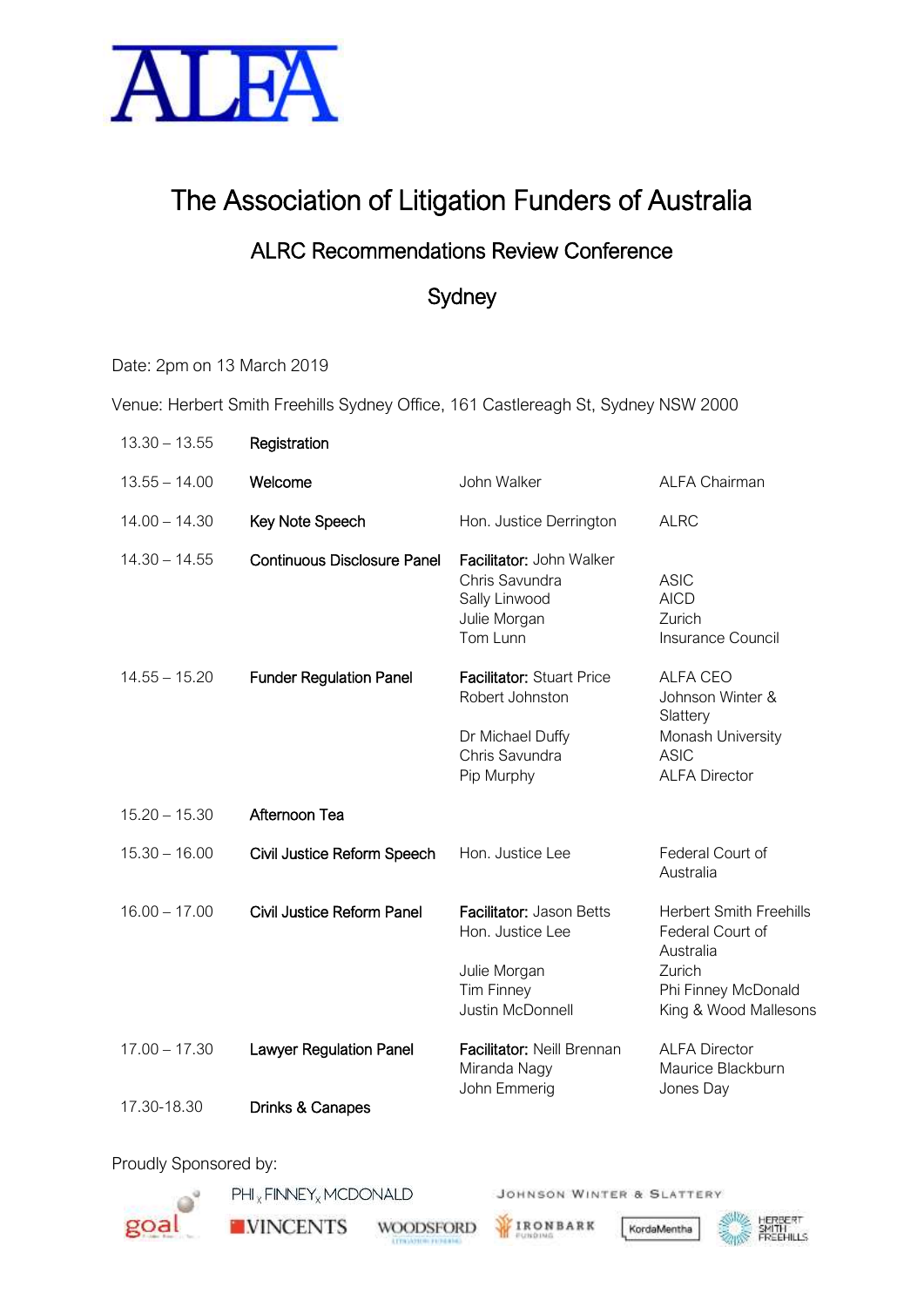ALFA

# The Association of Litigation Funders of Australia

## ALRC Recommendations Review Conference

## Sydney

Date: 2pm on 13 March 2019

Venue: Herbert Smith Freehills Sydney Office, 161 Castlereagh St, Sydney NSW 2000

| Time | Session | Speaker | Organisation |
|---|---|---|---|
| 13.30 – 13.55 | Registration | | |
| 13.55 – 14.00 | Welcome | John Walker | ALFA Chairman |
| 14.00 – 14.30 | Key Note Speech | Hon. Justice Derrington | ALRC |
| 14.30 – 14.55 | Continuous Disclosure Panel | **Facilitator:** John Walker<br>Chris Savundra<br>Sally Linwood<br>Julie Morgan<br>Tom Lunn | <br>ASIC<br>AICD<br>Zurich<br>Insurance Council |
| 14.55 – 15.20 | Funder Regulation Panel | **Facilitator:** Stuart Price<br>Robert Johnston<br>Dr Michael Duffy<br>Chris Savundra<br>Pip Murphy | ALFA CEO<br>Johnson Winter & Slattery<br>Monash University<br>ASIC<br>ALFA Director |
| 15.20 – 15.30 | Afternoon Tea | | |
| 15.30 – 16.00 | Civil Justice Reform Speech | Hon. Justice Lee | Federal Court of Australia |
| 16.00 – 17.00 | Civil Justice Reform Panel | **Facilitator:** Jason Betts<br>Hon. Justice Lee<br>Julie Morgan<br>Tim Finney<br>Justin McDonnell | Herbert Smith Freehills<br>Federal Court of Australia<br>Zurich<br>Phi Finney McDonald<br>King & Wood Mallesons |
| 17.00 – 17.30 | Lawyer Regulation Panel | **Facilitator:** Neill Brennan<br>Miranda Nagy<br>John Emmerig | ALFA Director<br>Maurice Blackburn<br>Jones Day |
| 17.30-18.30 | Drinks & Canapes | | |

Proudly Sponsored by:

goal · Phi Finney McDonald · Johnson Winter & Slattery · Vincents · Woodsford Litigation Funding · Ironbark Funding · KordaMentha · Herbert Smith Freehills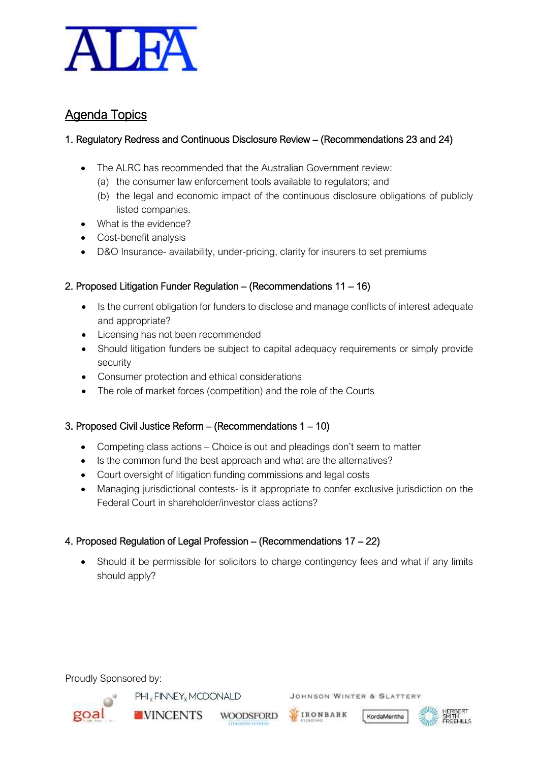ALFA

## Agenda Topics

### 1. Regulatory Redress and Continuous Disclosure Review – (Recommendations 23 and 24)

- The ALRC has recommended that the Australian Government review:
  - (a) the consumer law enforcement tools available to regulators; and
  - (b) the legal and economic impact of the continuous disclosure obligations of publicly listed companies.
- What is the evidence?
- Cost-benefit analysis
- D&O Insurance- availability, under-pricing, clarity for insurers to set premiums

### 2. Proposed Litigation Funder Regulation – (Recommendations 11 – 16)

- Is the current obligation for funders to disclose and manage conflicts of interest adequate and appropriate?
- Licensing has not been recommended
- Should litigation funders be subject to capital adequacy requirements or simply provide security
- Consumer protection and ethical considerations
- The role of market forces (competition) and the role of the Courts

### 3. Proposed Civil Justice Reform – (Recommendations 1 – 10)

- Competing class actions – Choice is out and pleadings don't seem to matter
- Is the common fund the best approach and what are the alternatives?
- Court oversight of litigation funding commissions and legal costs
- Managing jurisdictional contests- is it appropriate to confer exclusive jurisdiction on the Federal Court in shareholder/investor class actions?

### 4. Proposed Regulation of Legal Profession – (Recommendations 17 – 22)

- Should it be permissible for solicitors to charge contingency fees and what if any limits should apply?

Proudly Sponsored by:

goal | PHI FINNEY MCDONALD | JOHNSON WINTER & SLATTERY | VINCENTS | WOODSFORD | IRONBARK | KordaMentha | HERBERT SMITH FREEHILLS